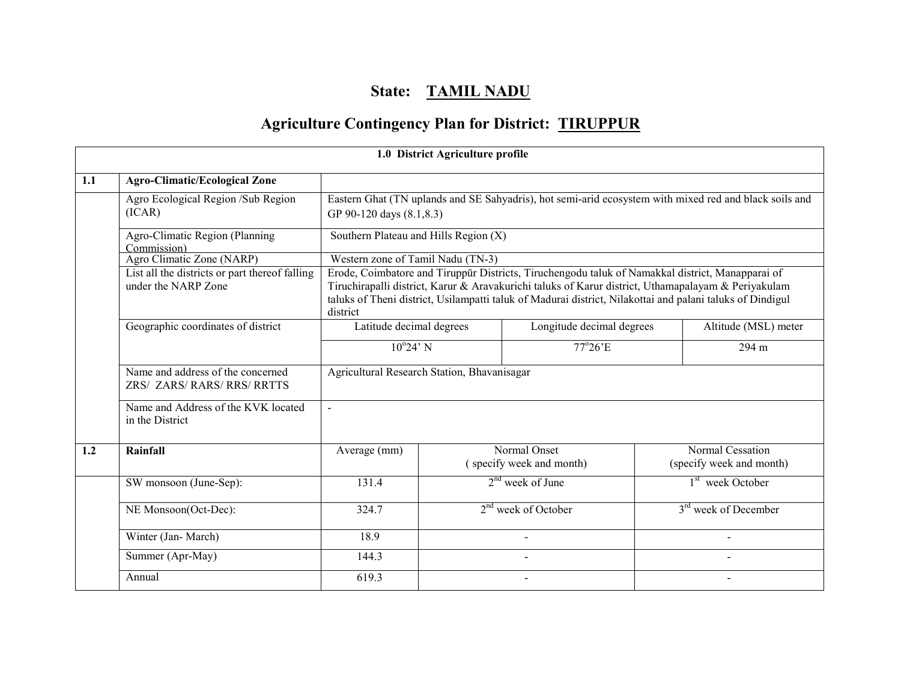# State: TAMIL NADU

## Agriculture Contingency Plan for District: TIRUPPUR

| 1.0 District Agriculture profile | | | | |
|---|---|---|---|---|
| **1.1** | **Agro-Climatic/Ecological Zone** | | | |
| | Agro Ecological Region /Sub Region (ICAR) | Eastern Ghat (TN uplands and SE Sahyadris), hot semi-arid ecosystem with mixed red and black soils and GP 90-120 days (8.1,8.3) | | |
| | Agro-Climatic Region (Planning Commission) | Southern Plateau and Hills Region (X) | | |
| | Agro Climatic Zone (NARP) | Western zone of Tamil Nadu (TN-3) | | |
| | List all the districts or part thereof falling under the NARP Zone | Erode, Coimbatore and Tiruppūr Districts, Tiruchengodu taluk of Namakkal district, Manapparai of Tiruchirapalli district, Karur & Aravakurichi taluks of Karur district, Uthamapalayam & Periyakulam taluks of Theni district, Usilampatti taluk of Madurai district, Nilakottai and palani taluks of Dindigul district | | |
| | Geographic coordinates of district | Latitude decimal degrees | Longitude decimal degrees | Altitude (MSL) meter |
| | | 10°24' N | 77°26'E | 294 m |
| | Name and address of the concerned ZRS/ ZARS/ RARS/ RRS/ RRTTS | Agricultural Research Station, Bhavanisagar | | |
| | Name and Address of the KVK located in the District | - | | |

| **1.2** | **Rainfall** | Average (mm) | Normal Onset (specify week and month) | Normal Cessation (specify week and month) |
|---|---|---|---|---|
| | SW monsoon (June-Sep): | 131.4 | 2nd week of June | 1st week October |
| | NE Monsoon(Oct-Dec): | 324.7 | 2nd week of October | 3rd week of December |
| | Winter (Jan- March) | 18.9 | - | - |
| | Summer (Apr-May) | 144.3 | - | - |
| | Annual | 619.3 | - | - |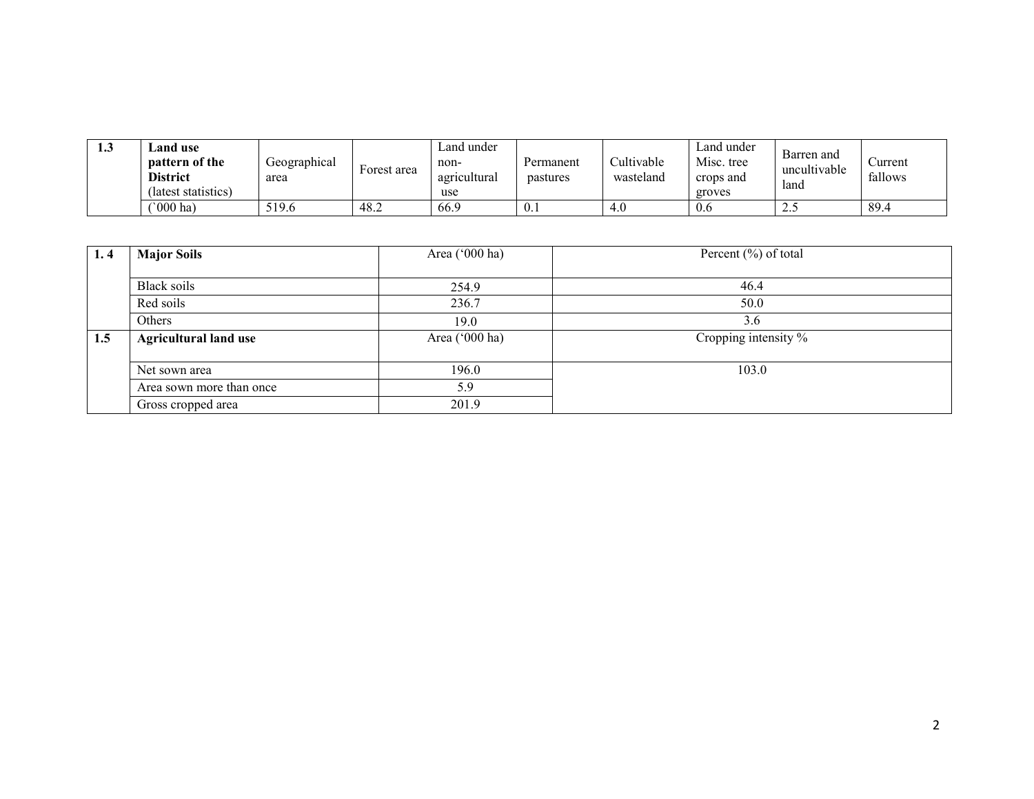| 1.3 | **Land use pattern of the District** (latest statistics) | Geographical area | Forest area | Land under non-agricultural use | Permanent pastures | Cultivable wasteland | Land under Misc. tree crops and groves | Barren and uncultivable land | Current fallows |
|---|---|---|---|---|---|---|---|---|---|
| | (`000 ha) | 519.6 | 48.2 | 66.9 | 0.1 | 4.0 | 0.6 | 2.5 | 89.4 |

| 1. 4 | **Major Soils** | Area ('000 ha) | Percent (%) of total |
|---|---|---|---|
| | Black soils | 254.9 | 46.4 |
| | Red soils | 236.7 | 50.0 |
| | Others | 19.0 | 3.6 |
| **1.5** | **Agricultural land use** | Area ('000 ha) | Cropping intensity % |
| | Net sown area | 196.0 | 103.0 |
| | Area sown more than once | 5.9 | |
| | Gross cropped area | 201.9 | |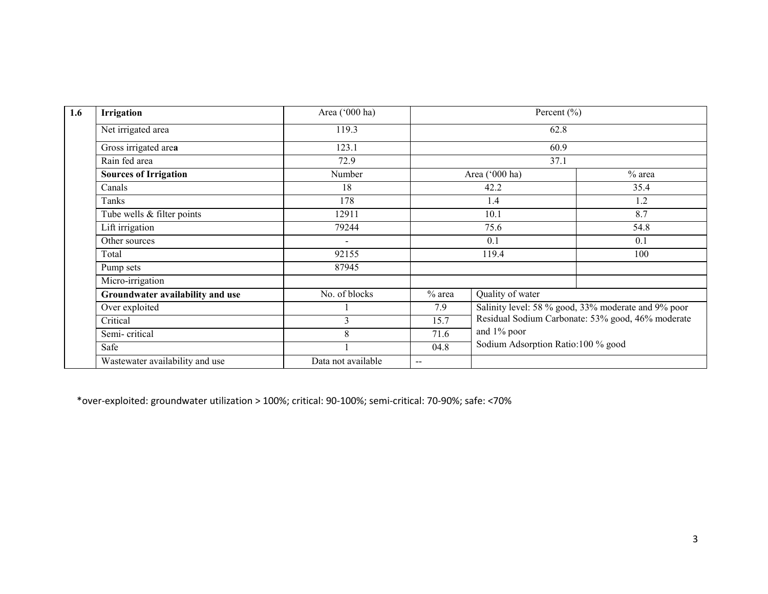| 1.6 | Irrigation | Area ('000 ha) | Percent (%) | | |
|---|---|---|---|---|---|
| | Net irrigated area | 119.3 | 62.8 | | |
| | Gross irrigated area | 123.1 | 60.9 | | |
| | Rain fed area | 72.9 | 37.1 | | |
| | **Sources of Irrigation** | Number | Area ('000 ha) | | % area |
| | Canals | 18 | 42.2 | | 35.4 |
| | Tanks | 178 | 1.4 | | 1.2 |
| | Tube wells & filter points | 12911 | 10.1 | | 8.7 |
| | Lift irrigation | 79244 | 75.6 | | 54.8 |
| | Other sources | - | 0.1 | | 0.1 |
| | Total | 92155 | 119.4 | | 100 |
| | Pump sets | 87945 | | | |
| | Micro-irrigation | | | | |
| | **Groundwater availability and use** | No. of blocks | % area | Quality of water | |
| | Over exploited | 1 | 7.9 | Salinity level: 58 % good, 33% moderate and 9% poor Residual Sodium Carbonate: 53% good, 46% moderate and 1% poor Sodium Adsorption Ratio:100 % good | |
| | Critical | 3 | 15.7 | | |
| | Semi- critical | 8 | 71.6 | | |
| | Safe | 1 | 04.8 | | |
| | Wastewater availability and use | Data not available | -- | | |

*over-exploited: groundwater utilization > 100%; critical: 90-100%; semi-critical: 70-90%; safe: <70%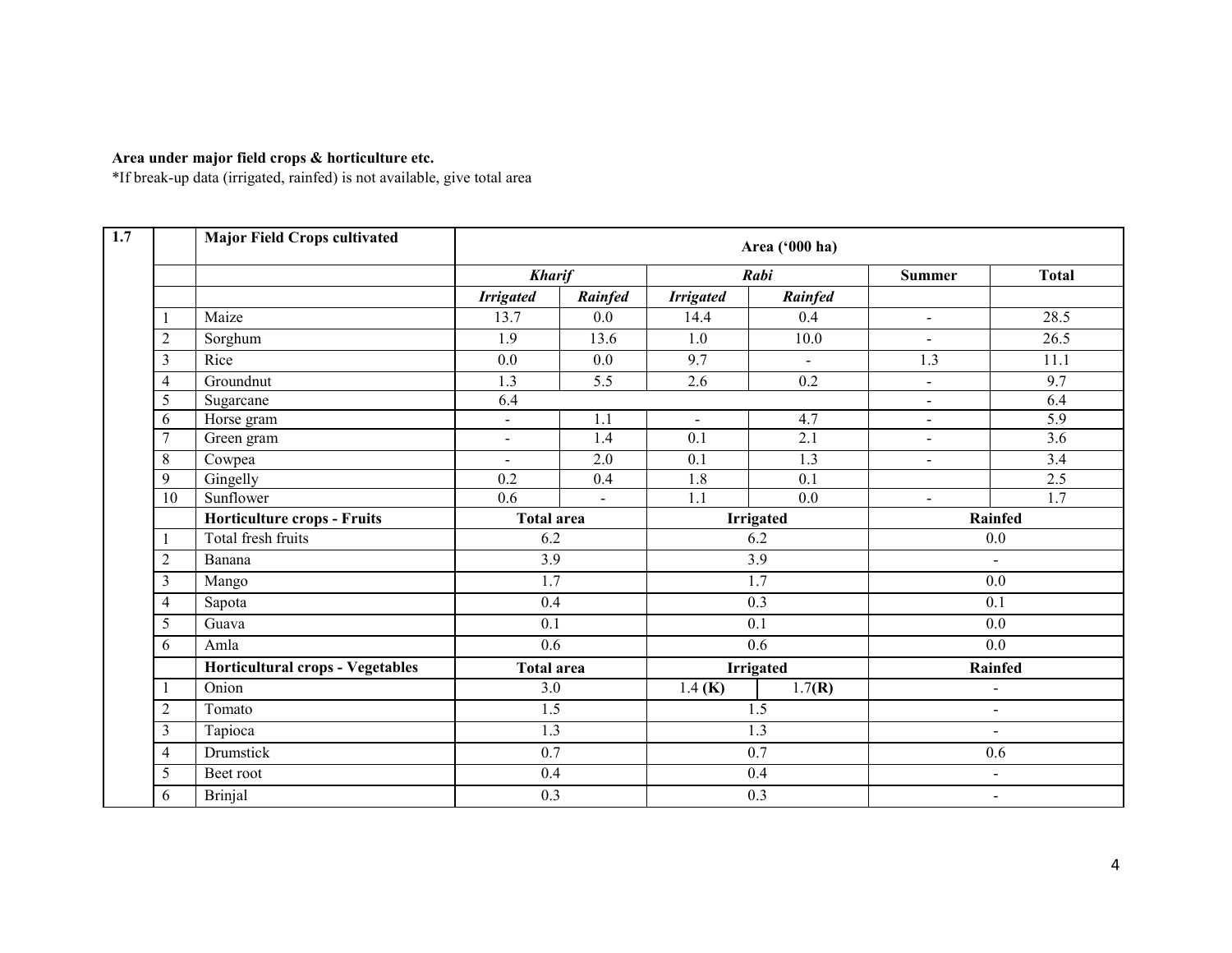**Area under major field crops & horticulture etc.**

*If break-up data (irrigated, rainfed) is not available, give total area

| 1.7 | | Major Field Crops cultivated | Area ('000 ha) | | | | | |
|---|---|---|---|---|---|---|---|---|
| | | | ***Kharif*** | | ***Rabi*** | | **Summer** | **Total** |
| | | | ***Irrigated*** | ***Rainfed*** | ***Irrigated*** | ***Rainfed*** | | |
| | 1 | Maize | 13.7 | 0.0 | 14.4 | 0.4 | - | 28.5 |
| | 2 | Sorghum | 1.9 | 13.6 | 1.0 | 10.0 | - | 26.5 |
| | 3 | Rice | 0.0 | 0.0 | 9.7 | - | 1.3 | 11.1 |
| | 4 | Groundnut | 1.3 | 5.5 | 2.6 | 0.2 | - | 9.7 |
| | 5 | Sugarcane | 6.4 | | | | - | 6.4 |
| | 6 | Horse gram | - | 1.1 | - | 4.7 | - | 5.9 |
| | 7 | Green gram | - | 1.4 | 0.1 | 2.1 | - | 3.6 |
| | 8 | Cowpea | - | 2.0 | 0.1 | 1.3 | - | 3.4 |
| | 9 | Gingelly | 0.2 | 0.4 | 1.8 | 0.1 | | 2.5 |
| | 10 | Sunflower | 0.6 | - | 1.1 | 0.0 | - | 1.7 |
| | | **Horticulture crops - Fruits** | **Total area** | | **Irrigated** | | **Rainfed** | |
| | 1 | Total fresh fruits | 6.2 | | 6.2 | | 0.0 | |
| | 2 | Banana | 3.9 | | 3.9 | | - | |
| | 3 | Mango | 1.7 | | 1.7 | | 0.0 | |
| | 4 | Sapota | 0.4 | | 0.3 | | 0.1 | |
| | 5 | Guava | 0.1 | | 0.1 | | 0.0 | |
| | 6 | Amla | 0.6 | | 0.6 | | 0.0 | |
| | | **Horticultural crops - Vegetables** | **Total area** | | **Irrigated** | | **Rainfed** | |
| | 1 | Onion | 3.0 | | 1.4 **(K)** | 1.7**(R)** | - | |
| | 2 | Tomato | 1.5 | | 1.5 | | - | |
| | 3 | Tapioca | 1.3 | | 1.3 | | - | |
| | 4 | Drumstick | 0.7 | | 0.7 | | 0.6 | |
| | 5 | Beet root | 0.4 | | 0.4 | | - | |
| | 6 | Brinjal | 0.3 | | 0.3 | | - | |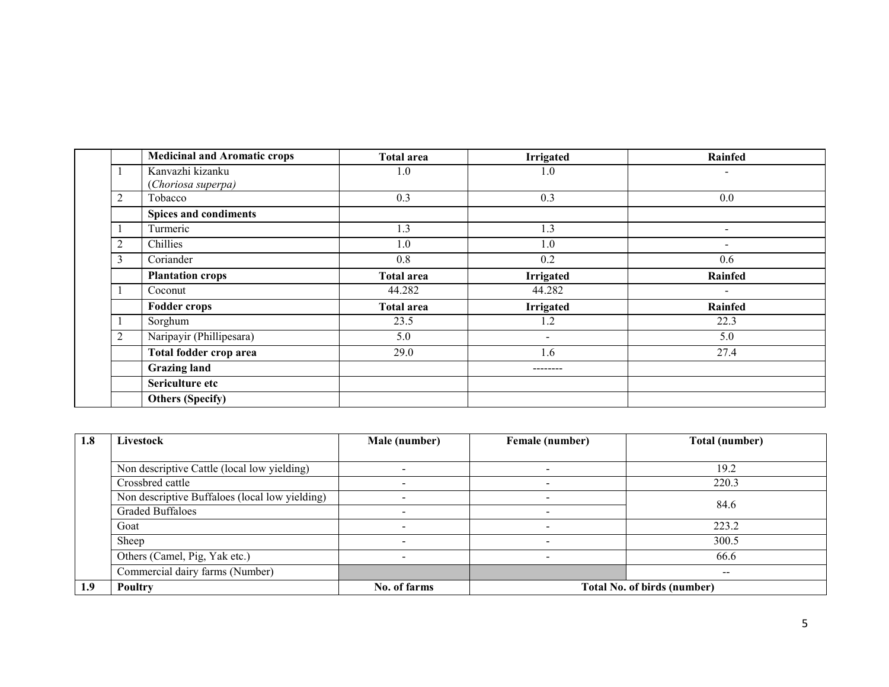| | | Medicinal and Aromatic crops | Total area | Irrigated | Rainfed |
|---|---|---|---|---|---|
| | 1 | Kanvazhi kizanku (*Choriosa superpa)* | 1.0 | 1.0 | - |
| | 2 | Tobacco | 0.3 | 0.3 | 0.0 |
| | | **Spices and condiments** | | | |
| | 1 | Turmeric | 1.3 | 1.3 | - |
| | 2 | Chillies | 1.0 | 1.0 | - |
| | 3 | Coriander | 0.8 | 0.2 | 0.6 |
| | | **Plantation crops** | **Total area** | **Irrigated** | **Rainfed** |
| | 1 | Coconut | 44.282 | 44.282 | - |
| | | **Fodder crops** | **Total area** | **Irrigated** | **Rainfed** |
| | 1 | Sorghum | 23.5 | 1.2 | 22.3 |
| | 2 | Naripayir (Phillipesara) | 5.0 | - | 5.0 |
| | | **Total fodder crop area** | 29.0 | 1.6 | 27.4 |
| | | **Grazing land** | | -------- | |
| | | **Sericulture etc** | | | |
| | | **Others (Specify)** | | | |

| 1.8 | Livestock | Male (number) | Female (number) | Total (number) |
|---|---|---|---|---|
| | Non descriptive Cattle (local low yielding) | - | - | 19.2 |
| | Crossbred cattle | - | - | 220.3 |
| | Non descriptive Buffaloes (local low yielding) | - | - | 84.6 |
| | Graded Buffaloes | - | - | |
| | Goat | - | - | 223.2 |
| | Sheep | - | - | 300.5 |
| | Others (Camel, Pig, Yak etc.) | - | - | 66.6 |
| | Commercial dairy farms (Number) | | | -- |
| **1.9** | **Poultry** | **No. of farms** | **Total No. of birds (number)** | |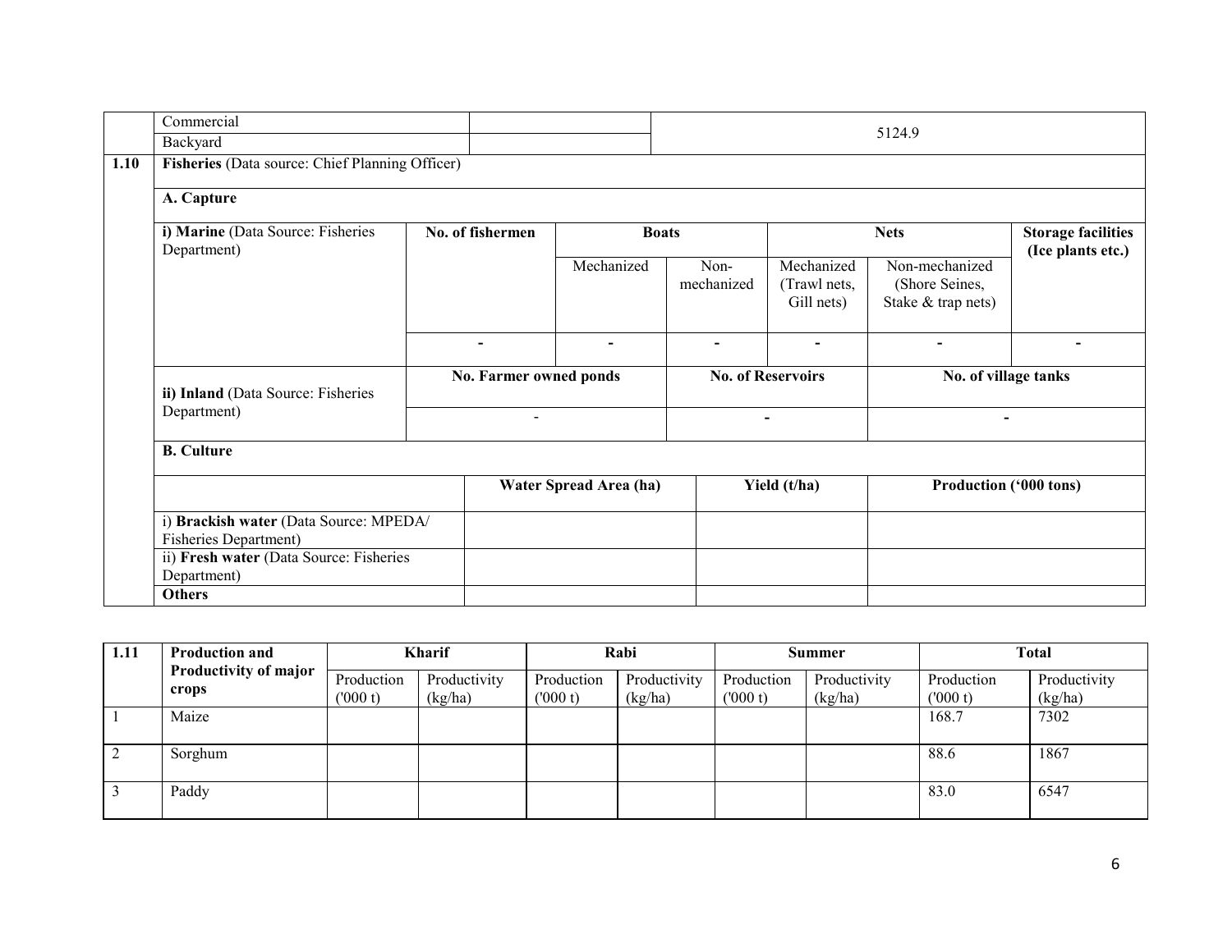| | | | |
|---|---|---|---|
| | Commercial | | 5124.9 |
| | Backyard | | |

| 1.10 | **Fisheries** (Data source: Chief Planning Officer) | | | | | |
|---|---|---|---|---|---|---|
| | **A. Capture** | | | | | |
| | **i) Marine** (Data Source: Fisheries Department) | **No. of fishermen** | **Boats** | | **Nets** | | **Storage facilities (Ice plants etc.)** |
| | | | Mechanized | Non-mechanized | Mechanized (Trawl nets, Gill nets) | Non-mechanized (Shore Seines, Stake & trap nets) | |
| | | - | - | - | - | - | - |
| | **ii) Inland** (Data Source: Fisheries Department) | **No. Farmer owned ponds** | | **No. of Reservoirs** | | **No. of village tanks** | |
| | | - | | - | | - | |
| | **B. Culture** | | | | | | |
| | | **Water Spread Area (ha)** | | **Yield (t/ha)** | | **Production ('000 tons)** | |
| | i) **Brackish water** (Data Source: MPEDA/ Fisheries Department) | | | | | | |
| | ii) **Fresh water** (Data Source: Fisheries Department) | | | | | | |
| | **Others** | | | | | | |

| 1.11 | **Production and Productivity of major crops** | **Kharif** | | **Rabi** | | **Summer** | | **Total** | |
|---|---|---|---|---|---|---|---|---|---|
| | | Production ('000 t) | Productivity (kg/ha) | Production ('000 t) | Productivity (kg/ha) | Production ('000 t) | Productivity (kg/ha) | Production ('000 t) | Productivity (kg/ha) |
| 1 | Maize | | | | | | | 168.7 | 7302 |
| 2 | Sorghum | | | | | | | 88.6 | 1867 |
| 3 | Paddy | | | | | | | 83.0 | 6547 |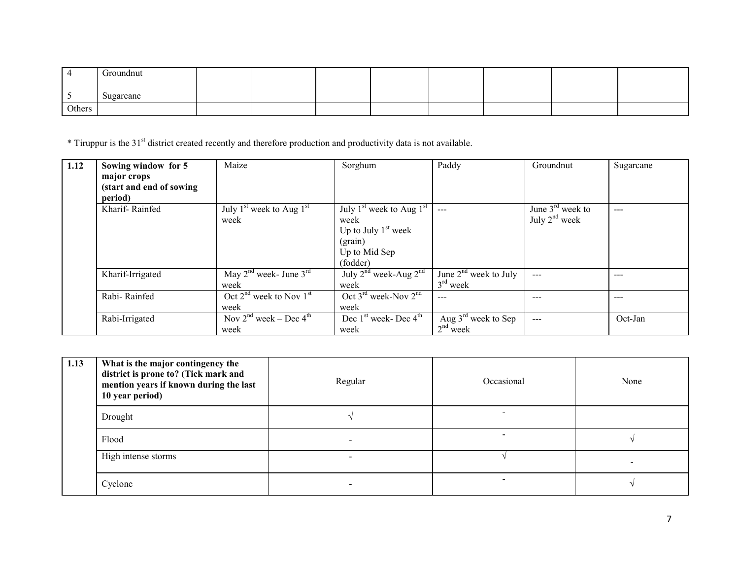| 4 | Groundnut | | | | | | | | |
|---|---|---|---|---|---|---|---|---|---|
| 5 | Sugarcane | | | | | | | | |
| Others | | | | | | | | | |

* Tiruppur is the 31st district created recently and therefore production and productivity data is not available.

| 1.12 | **Sowing window for 5 major crops (start and end of sowing period)** | Maize | Sorghum | Paddy | Groundnut | Sugarcane |
|---|---|---|---|---|---|---|
| | Kharif- Rainfed | July 1st week to Aug 1st week | July 1st week to Aug 1st week<br>Up to July 1st week (grain)<br>Up to Mid Sep (fodder) | --- | June 3rd week to July 2nd week | --- |
| | Kharif-Irrigated | May 2nd week- June 3rd week | July 2nd week-Aug 2nd week | June 2nd week to July 3rd week | --- | --- |
| | Rabi- Rainfed | Oct 2nd week to Nov 1st week | Oct 3rd week-Nov 2nd week | --- | --- | --- |
| | Rabi-Irrigated | Nov 2nd week – Dec 4th week | Dec 1st week- Dec 4th week | Aug 3rd week to Sep 2nd week | --- | Oct-Jan |

| 1.13 | **What is the major contingency the district is prone to? (Tick mark and mention years if known during the last 10 year period)** | Regular | Occasional | None |
|---|---|---|---|---|
| | Drought | √ | - | |
| | Flood | - | - | √ |
| | High intense storms | - | √ | - |
| | Cyclone | - | - | √ |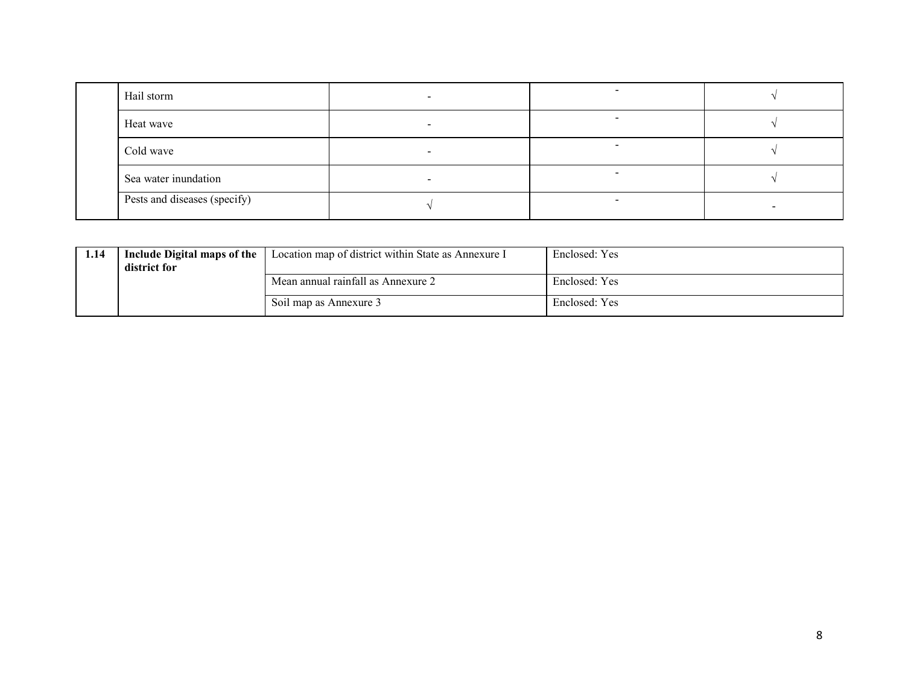| | | | | |
|---|---|---|---|---|
| | Hail storm | - | - | √ |
| | Heat wave | - | - | √ |
| | Cold wave | - | - | √ |
| | Sea water inundation | - | - | √ |
| | Pests and diseases (specify) | √ | - | - |

| | | | |
|---|---|---|---|
| 1.14 | **Include Digital maps of the district for** | Location map of district within State as Annexure I | Enclosed: Yes |
| | | Mean annual rainfall as Annexure 2 | Enclosed: Yes |
| | | Soil map as Annexure 3 | Enclosed: Yes |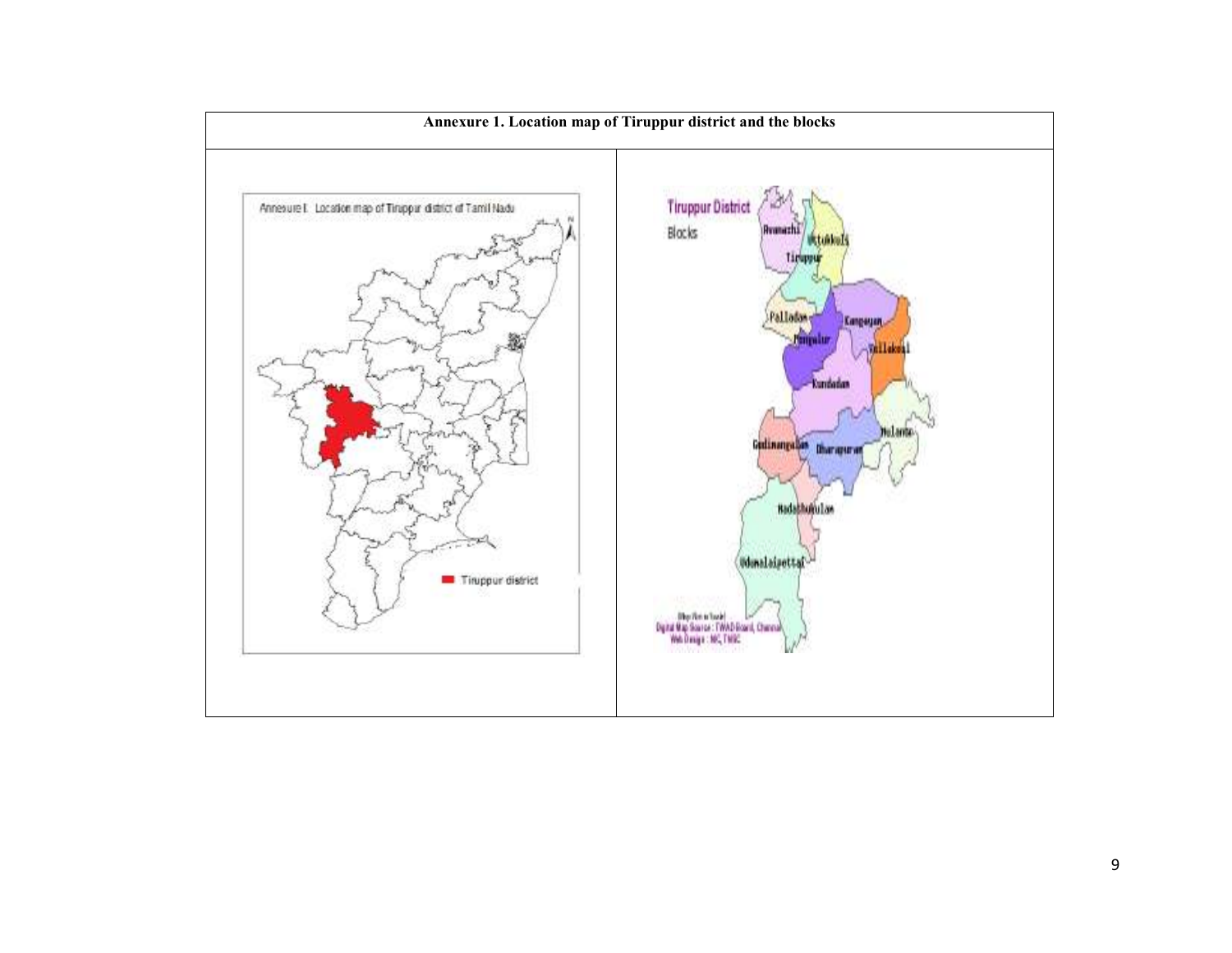**Annexure 1. Location map of Tiruppur district and the blocks**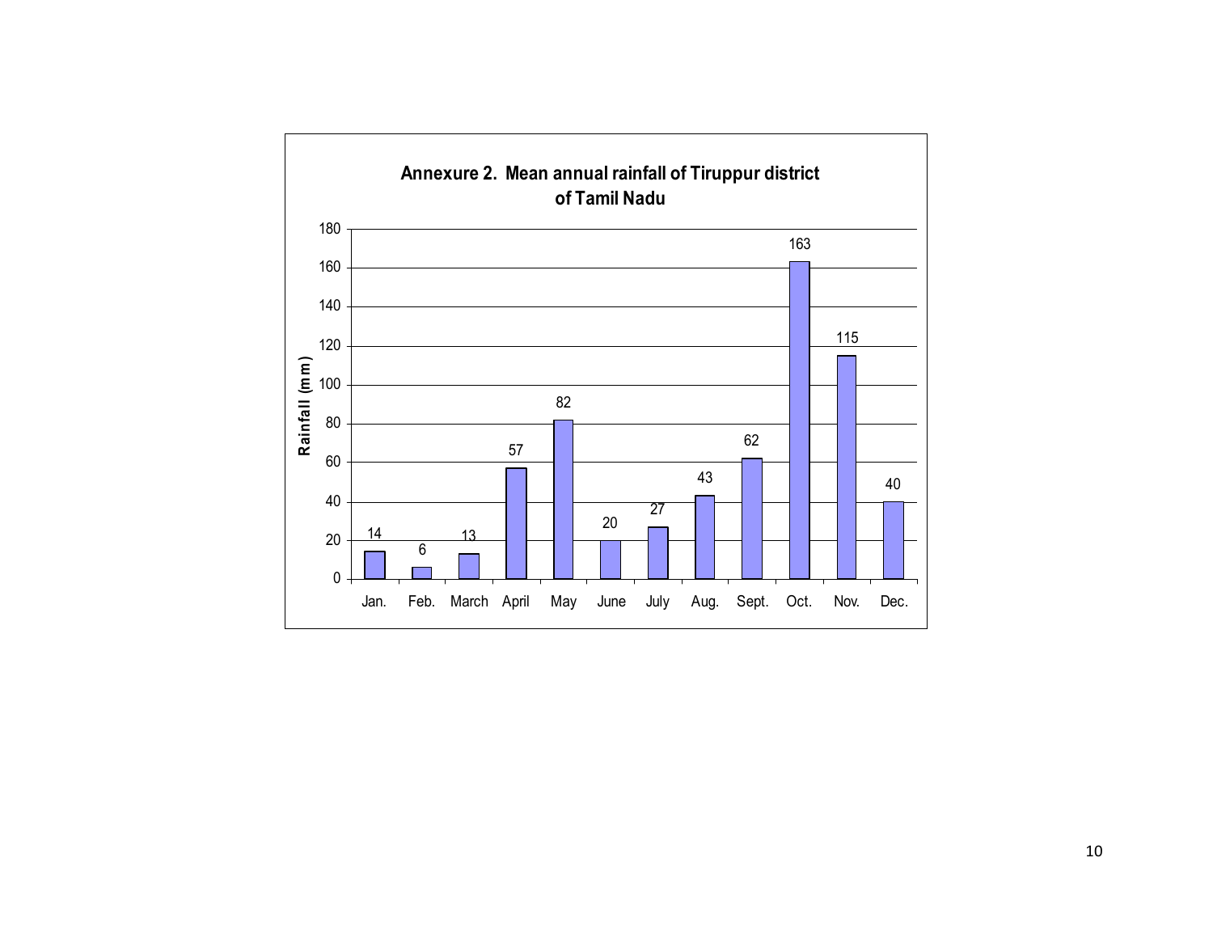**Annexure 2. Mean annual rainfall of Tiruppur district of Tamil Nadu**

| Month | Rainfall (mm) |
|---|---|
| Jan. | 14 |
| Feb. | 6 |
| March | 13 |
| April | 57 |
| May | 82 |
| June | 20 |
| July | 27 |
| Aug. | 43 |
| Sept. | 62 |
| Oct. | 163 |
| Nov. | 115 |
| Dec. | 40 |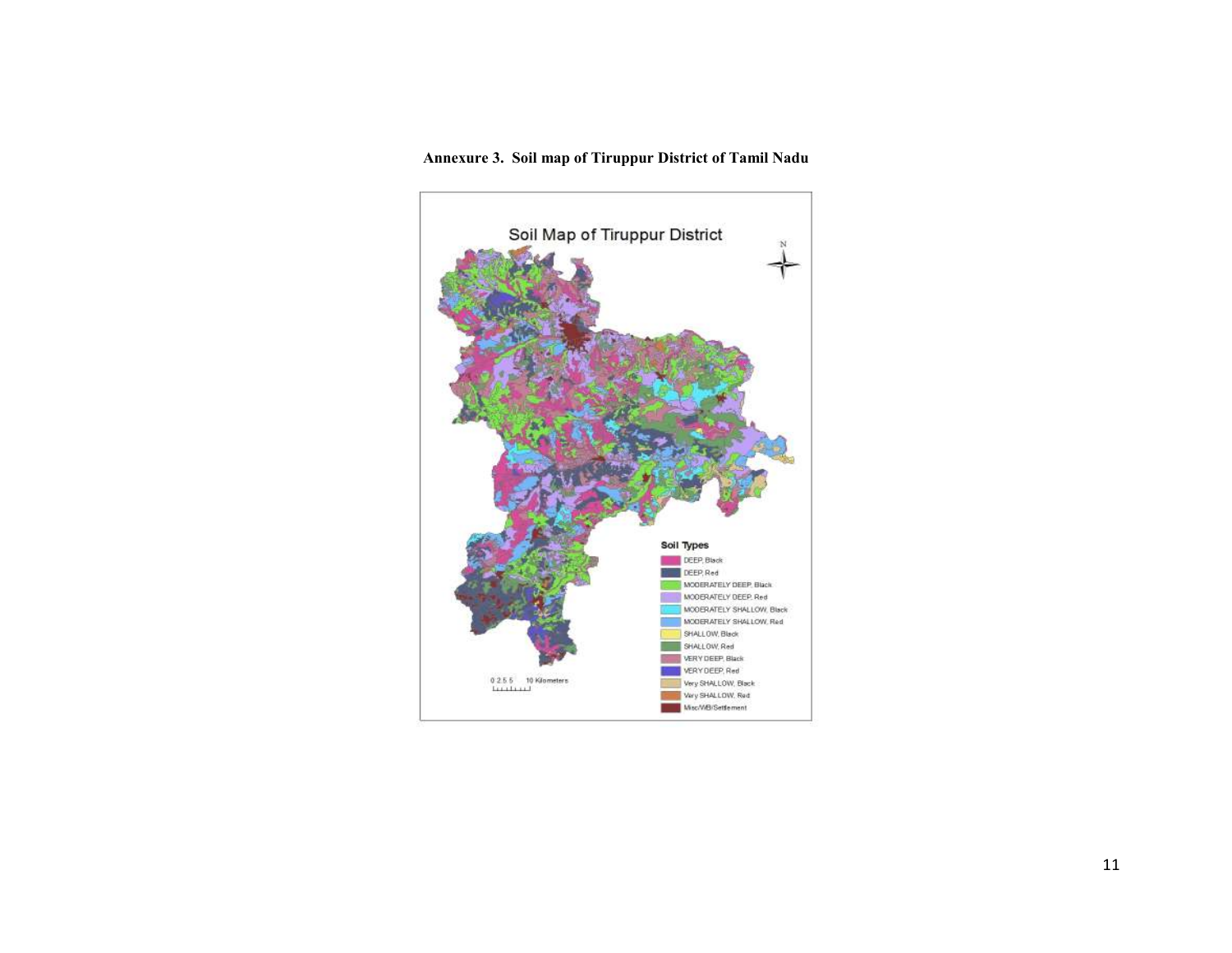**Annexure 3. Soil map of Tiruppur District of Tamil Nadu**

Soil Map of Tiruppur District

Soil Types

- DEEP, Black
- DEEP, Red
- MODERATELY DEEP, Black
- MODERATELY DEEP, Red
- MODERATELY SHALLOW, Black
- MODERATELY SHALLOW, Red
- SHALLOW, Black
- SHALLOW, Red
- VERY DEEP, Black
- VERY DEEP, Red
- Very SHALLOW, Black
- Very SHALLOW, Red
- Misc/WB/Settlement

0 2.5 5 10 Kilometers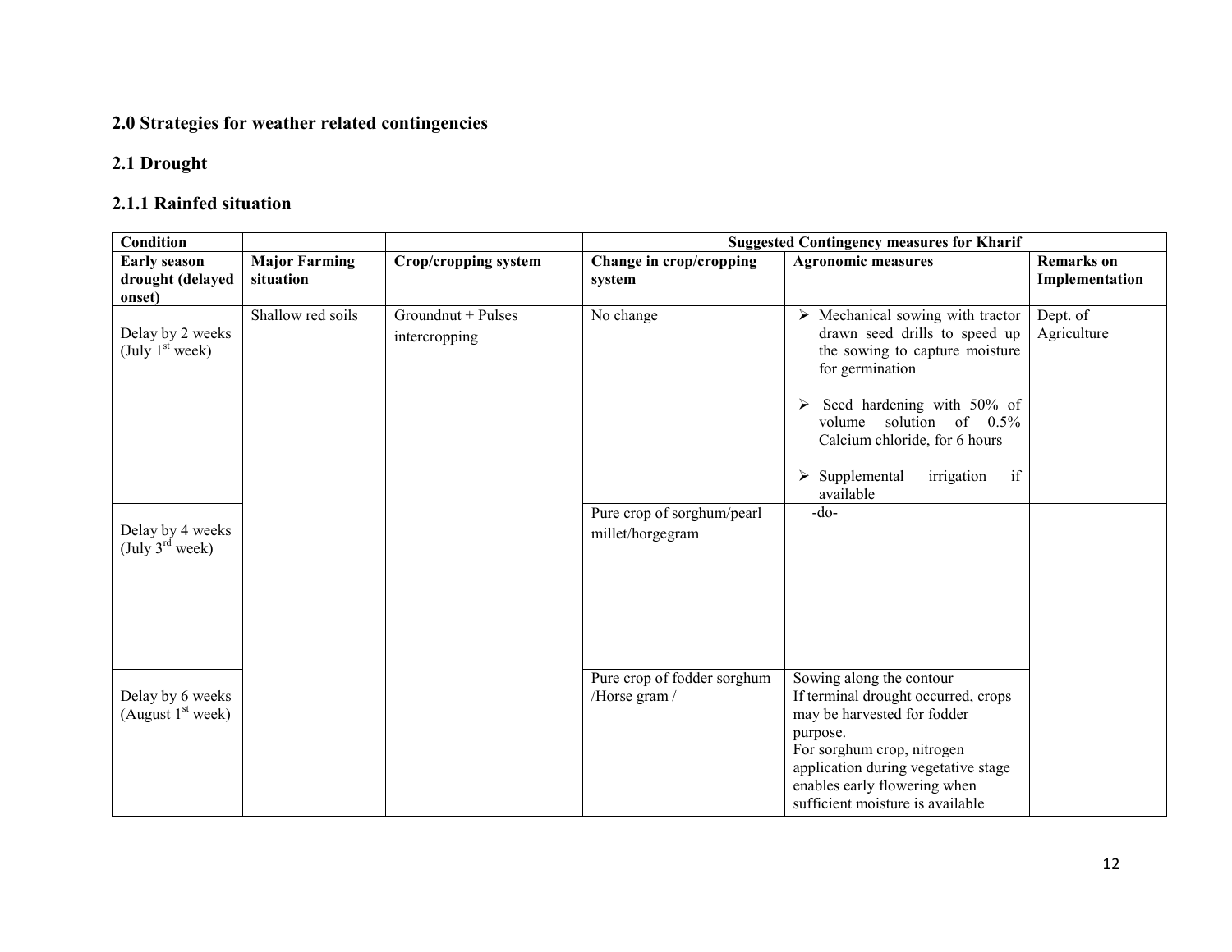## 2.0 Strategies for weather related contingencies

### 2.1 Drought

#### 2.1.1 Rainfed situation

| Condition | | | Suggested Contingency measures for Kharif | | |
|---|---|---|---|---|---|
| **Early season drought (delayed onset)** | **Major Farming situation** | **Crop/cropping system** | **Change in crop/cropping system** | **Agronomic measures** | **Remarks on Implementation** |
| Delay by 2 weeks (July 1st week) | Shallow red soils | Groundnut + Pulses intercropping | No change | ➢ Mechanical sowing with tractor drawn seed drills to speed up the sowing to capture moisture for germination<br>➢ Seed hardening with 50% of volume solution of 0.5% Calcium chloride, for 6 hours<br>➢ Supplemental irrigation if available | Dept. of Agriculture |
| Delay by 4 weeks (July 3rd week) | | | Pure crop of sorghum/pearl millet/horgegram | -do- | |
| Delay by 6 weeks (August 1st week) | | | Pure crop of fodder sorghum /Horse gram / | Sowing along the contour<br>If terminal drought occurred, crops may be harvested for fodder purpose.<br>For sorghum crop, nitrogen application during vegetative stage enables early flowering when sufficient moisture is available | |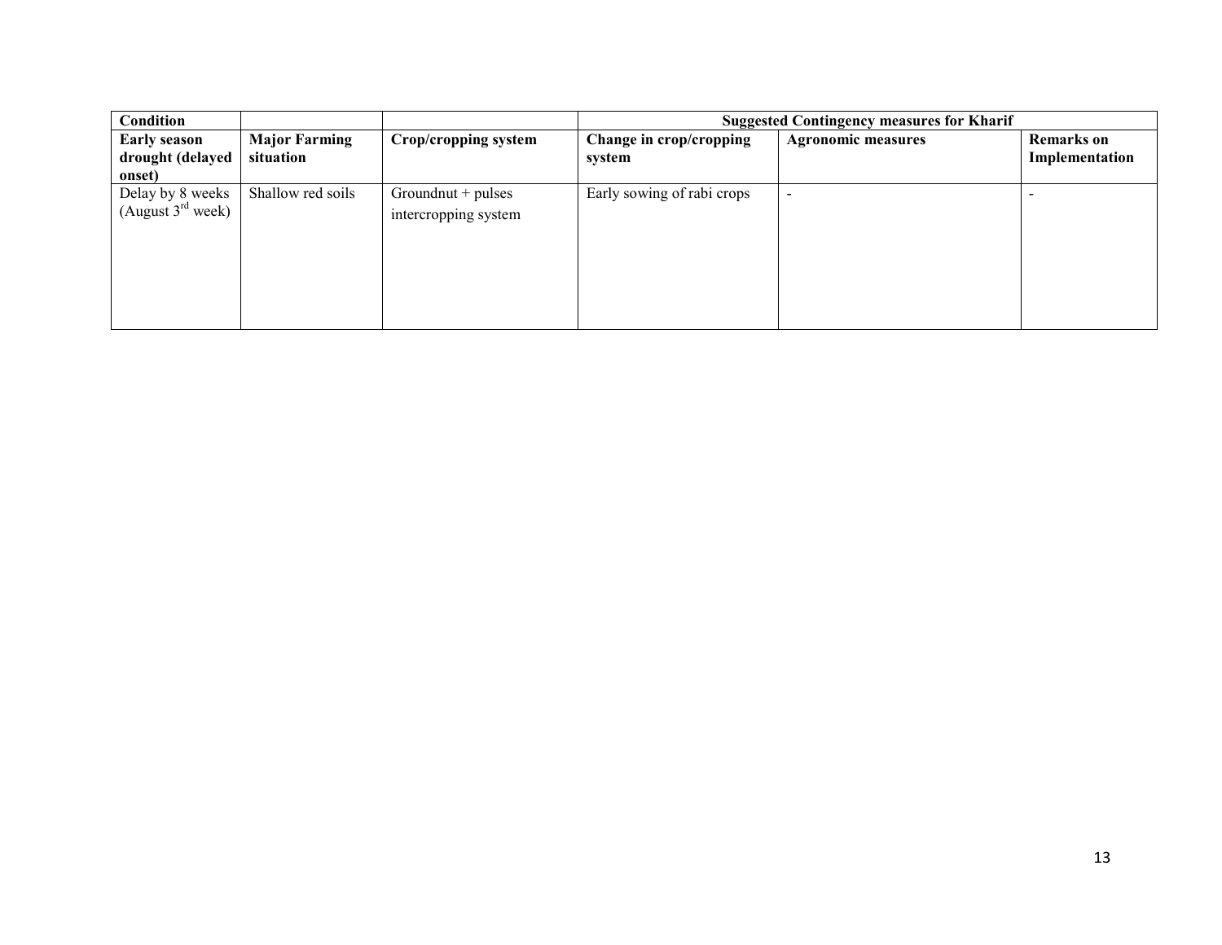| Condition | | | Suggested Contingency measures for Kharif | | |
|---|---|---|---|---|---|
| **Early season drought (delayed onset)** | **Major Farming situation** | **Crop/cropping system** | **Change in crop/cropping system** | **Agronomic measures** | **Remarks on Implementation** |
| Delay by 8 weeks (August 3rd week) | Shallow red soils | Groundnut + pulses intercropping system | Early sowing of rabi crops | - | - |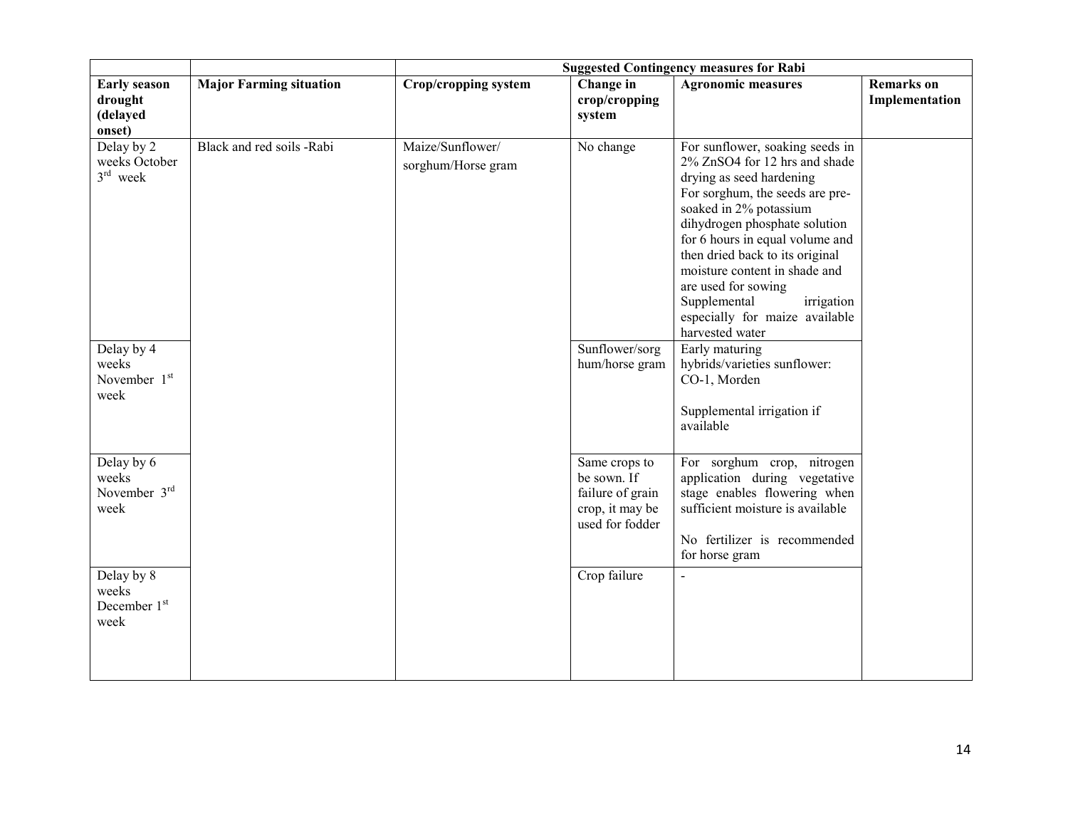| | | Suggested Contingency measures for Rabi | | | |
|---|---|---|---|---|---|
| **Early season drought (delayed onset)** | **Major Farming situation** | **Crop/cropping system** | **Change in crop/cropping system** | **Agronomic measures** | **Remarks on Implementation** |
| Delay by 2 weeks October 3rd week | Black and red soils -Rabi | Maize/Sunflower/ sorghum/Horse gram | No change | For sunflower, soaking seeds in 2% $ZnSO_4$ for 12 hrs and shade drying as seed hardening<br>For sorghum, the seeds are pre-soaked in 2% potassium dihydrogen phosphate solution for 6 hours in equal volume and then dried back to its original moisture content in shade and are used for sowing<br>Supplemental irrigation especially for maize available harvested water | |
| Delay by 4 weeks November 1st week | | | Sunflower/sorghum/horse gram | Early maturing hybrids/varieties sunflower: CO-1, Morden<br><br>Supplemental irrigation if available | |
| Delay by 6 weeks November 3rd week | | | Same crops to be sown. If failure of grain crop, it may be used for fodder | For sorghum crop, nitrogen application during vegetative stage enables flowering when sufficient moisture is available<br><br>No fertilizer is recommended for horse gram | |
| Delay by 8 weeks December 1st week | | | Crop failure | - | |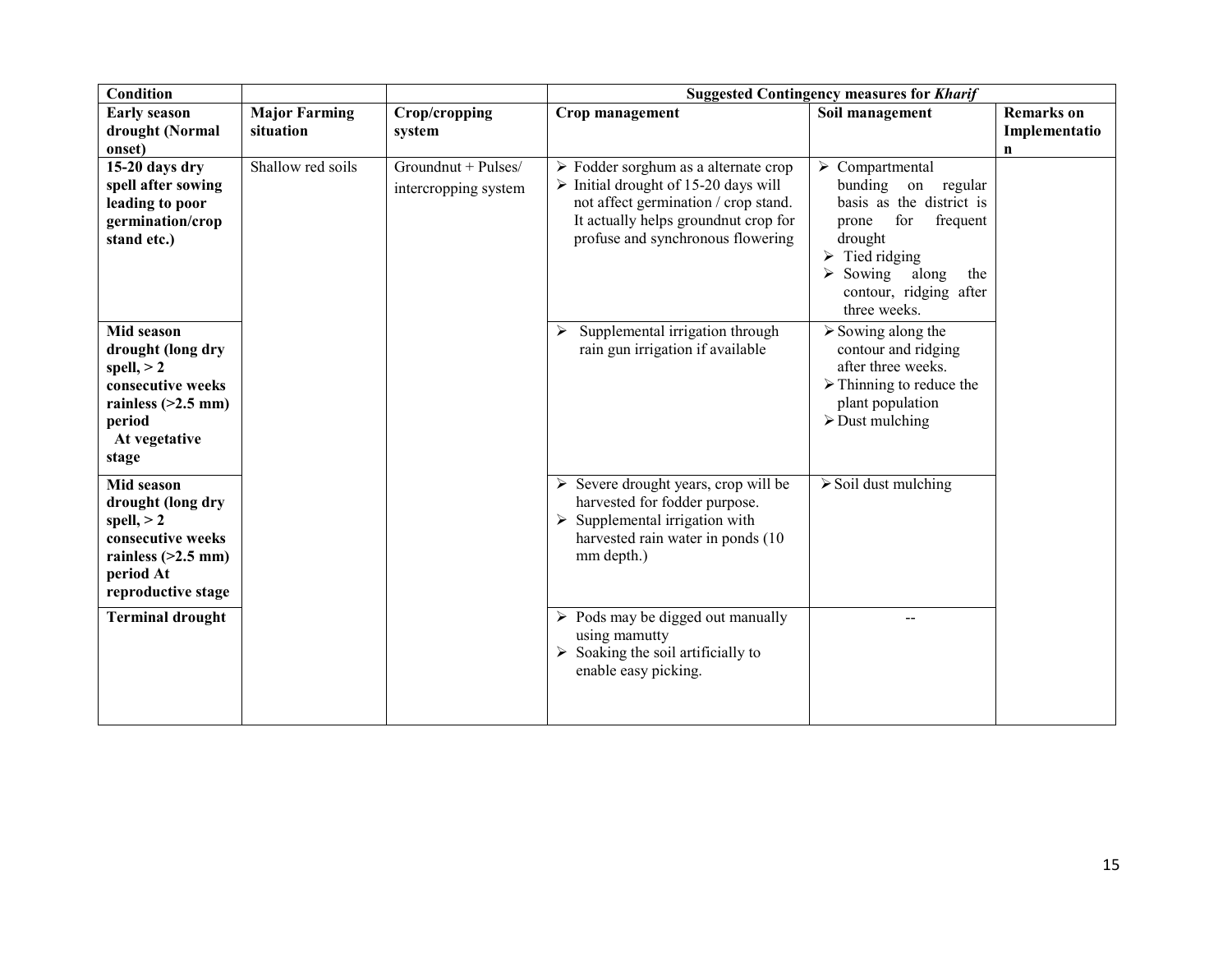| Condition | | | Suggested Contingency measures for *Kharif* | | |
|---|---|---|---|---|---|
| **Early season drought (Normal onset)** | **Major Farming situation** | **Crop/cropping system** | **Crop management** | **Soil management** | **Remarks on Implementation** |
| **15-20 days dry spell after sowing leading to poor germination/crop stand etc.)** | Shallow red soils | Groundnut + Pulses/ intercropping system | ➢ Fodder sorghum as a alternate crop<br>➢ Initial drought of 15-20 days will not affect germination / crop stand. It actually helps groundnut crop for profuse and synchronous flowering | ➢ Compartmental bunding on regular basis as the district is prone for frequent drought<br>➢ Tied ridging<br>➢ Sowing along the contour, ridging after three weeks. | |
| **Mid season drought (long dry spell, > 2 consecutive weeks rainless (>2.5 mm) period At vegetative stage** | | | ➢ Supplemental irrigation through rain gun irrigation if available | ➢ Sowing along the contour and ridging after three weeks.<br>➢ Thinning to reduce the plant population<br>➢ Dust mulching | |
| **Mid season drought (long dry spell, > 2 consecutive weeks rainless (>2.5 mm) period At reproductive stage** | | | ➢ Severe drought years, crop will be harvested for fodder purpose.<br>➢ Supplemental irrigation with harvested rain water in ponds (10 mm depth.) | ➢ Soil dust mulching | |
| **Terminal drought** | | | ➢ Pods may be digged out manually using mamutty<br>➢ Soaking the soil artificially to enable easy picking. | -- | |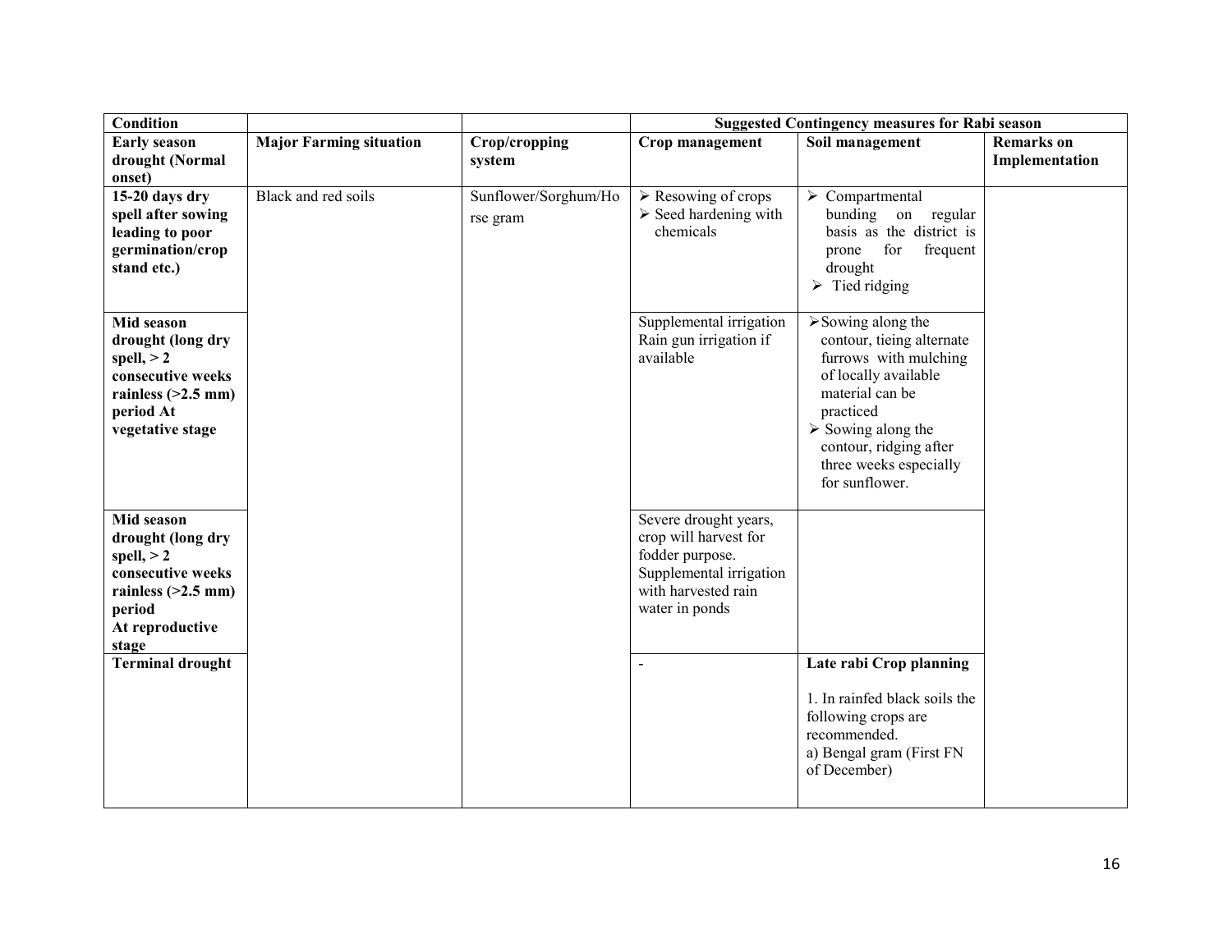| Condition | | | Suggested Contingency measures for Rabi season | | |
|---|---|---|---|---|---|
| **Early season drought (Normal onset)** | **Major Farming situation** | **Crop/cropping system** | **Crop management** | **Soil management** | **Remarks on Implementation** |
| **15-20 days dry spell after sowing leading to poor germination/crop stand etc.)** | Black and red soils | Sunflower/Sorghum/Horse gram | ➢ Resowing of crops<br>➢ Seed hardening with chemicals | ➢ Compartmental bunding on regular basis as the district is prone for frequent drought<br>➢ Tied ridging | |
| **Mid season drought (long dry spell, > 2 consecutive weeks rainless (>2.5 mm) period At vegetative stage** | | | Supplemental irrigation Rain gun irrigation if available | ➢ Sowing along the contour, tieing alternate furrows with mulching of locally available material can be practiced<br>➢ Sowing along the contour, ridging after three weeks especially for sunflower. | |
| **Mid season drought (long dry spell, > 2 consecutive weeks rainless (>2.5 mm) period At reproductive stage** | | | Severe drought years, crop will harvest for fodder purpose. Supplemental irrigation with harvested rain water in ponds | | |
| **Terminal drought** | | | - | **Late rabi Crop planning**<br><br>1. In rainfed black soils the following crops are recommended.<br>a) Bengal gram (First FN of December) | |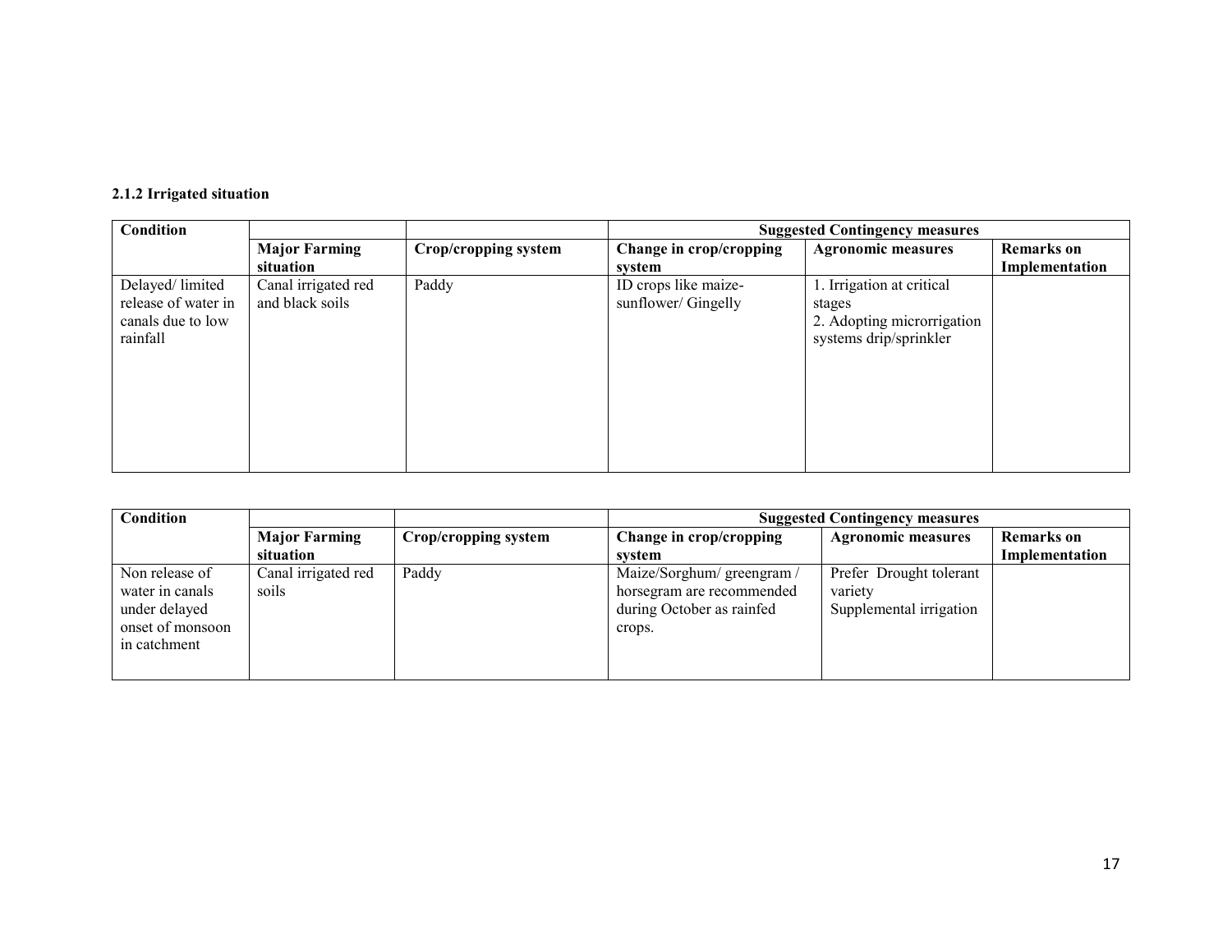### 2.1.2 Irrigated situation

| Condition | | | Suggested Contingency measures | | |
|---|---|---|---|---|---|
| | Major Farming situation | Crop/cropping system | Change in crop/cropping system | Agronomic measures | Remarks on Implementation |
| Delayed/ limited release of water in canals due to low rainfall | Canal irrigated red and black soils | Paddy | ID crops like maize-sunflower/ Gingelly | 1. Irrigation at critical stages<br>2. Adopting microrrigation systems drip/sprinkler | |

| Condition | | | Suggested Contingency measures | | |
|---|---|---|---|---|---|
| | Major Farming situation | Crop/cropping system | Change in crop/cropping system | Agronomic measures | Remarks on Implementation |
| Non release of water in canals under delayed onset of monsoon in catchment | Canal irrigated red soils | Paddy | Maize/Sorghum/ greengram / horsegram are recommended during October as rainfed crops. | Prefer Drought tolerant variety<br>Supplemental irrigation | |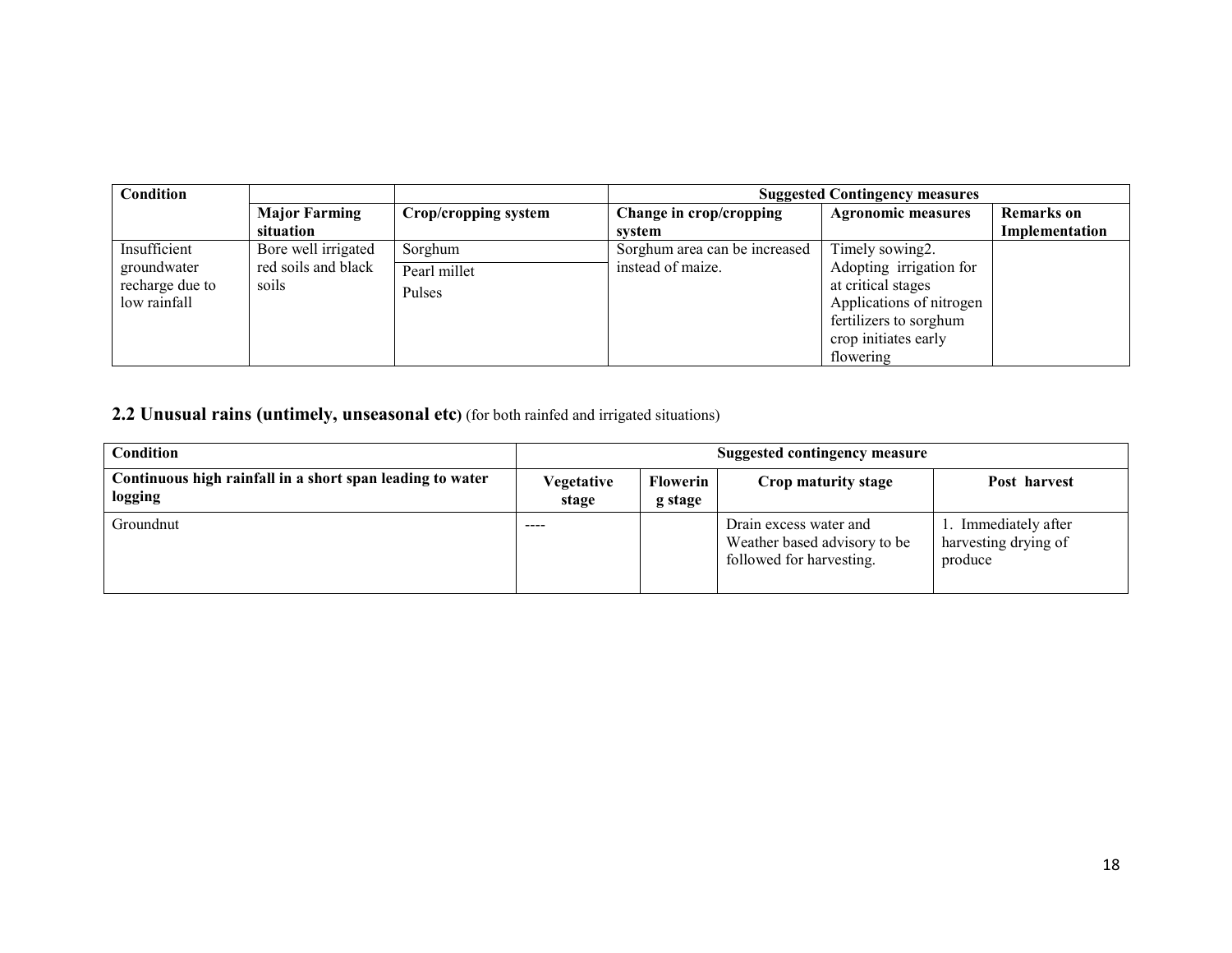| Condition | | | Suggested Contingency measures | | |
|---|---|---|---|---|---|
| | Major Farming situation | Crop/cropping system | Change in crop/cropping system | Agronomic measures | Remarks on Implementation |
| Insufficient groundwater recharge due to low rainfall | Bore well irrigated red soils and black soils | Sorghum | Sorghum area can be increased instead of maize. | Timely sowing2. Adopting irrigation for at critical stages Applications of nitrogen fertilizers to sorghum crop initiates early flowering | |
| | | Pearl millet | | | |
| | | Pulses | | | |

## 2.2 Unusual rains (untimely, unseasonal etc) (for both rainfed and irrigated situations)

| Condition | Suggested contingency measure | | | |
|---|---|---|---|---|
| Continuous high rainfall in a short span leading to water logging | Vegetative stage | Flowering stage | Crop maturity stage | Post harvest |
| Groundnut | ---- | | Drain excess water and Weather based advisory to be followed for harvesting. | 1. Immediately after harvesting drying of produce |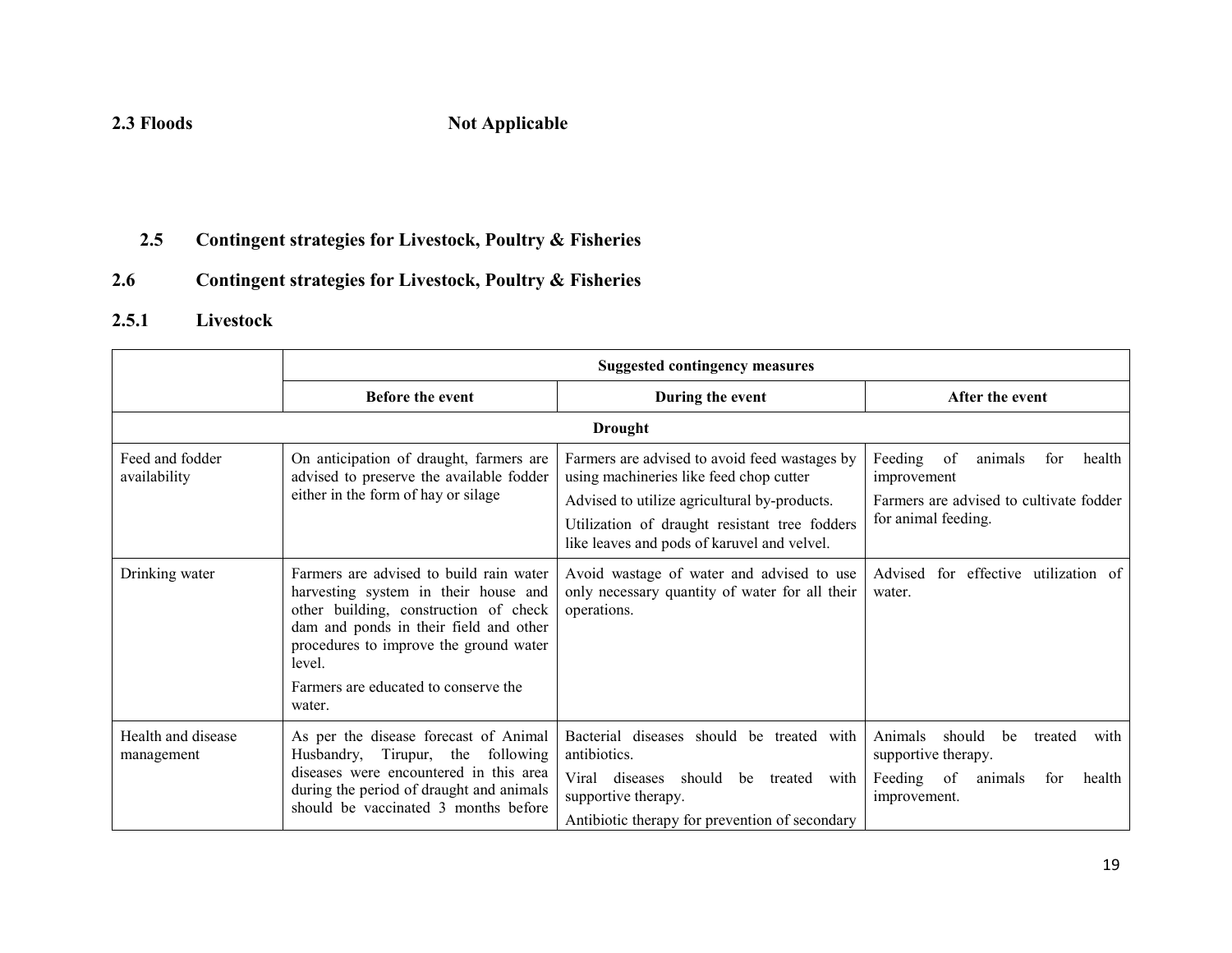**2.3 Floods** **Not Applicable**

## 2.5 Contingent strategies for Livestock, Poultry & Fisheries

## 2.6 Contingent strategies for Livestock, Poultry & Fisheries

### 2.5.1 Livestock

| | Suggested contingency measures | | |
|---|---|---|---|
| | **Before the event** | **During the event** | **After the event** |
| | | **Drought** | |
| Feed and fodder availability | On anticipation of draught, farmers are advised to preserve the available fodder either in the form of hay or silage | Farmers are advised to avoid feed wastages by using machineries like feed chop cutter<br>Advised to utilize agricultural by-products.<br>Utilization of draught resistant tree fodders like leaves and pods of karuvel and velvel. | Feeding of animals for health improvement<br>Farmers are advised to cultivate fodder for animal feeding. |
| Drinking water | Farmers are advised to build rain water harvesting system in their house and other building, construction of check dam and ponds in their field and other procedures to improve the ground water level.<br>Farmers are educated to conserve the water. | Avoid wastage of water and advised to use only necessary quantity of water for all their operations. | Advised for effective utilization of water. |
| Health and disease management | As per the disease forecast of Animal Husbandry, Tirupur, the following diseases were encountered in this area during the period of draught and animals should be vaccinated 3 months before | Bacterial diseases should be treated with antibiotics.<br>Viral diseases should be treated with supportive therapy.<br>Antibiotic therapy for prevention of secondary | Animals should be treated with supportive therapy.<br>Feeding of animals for health improvement. |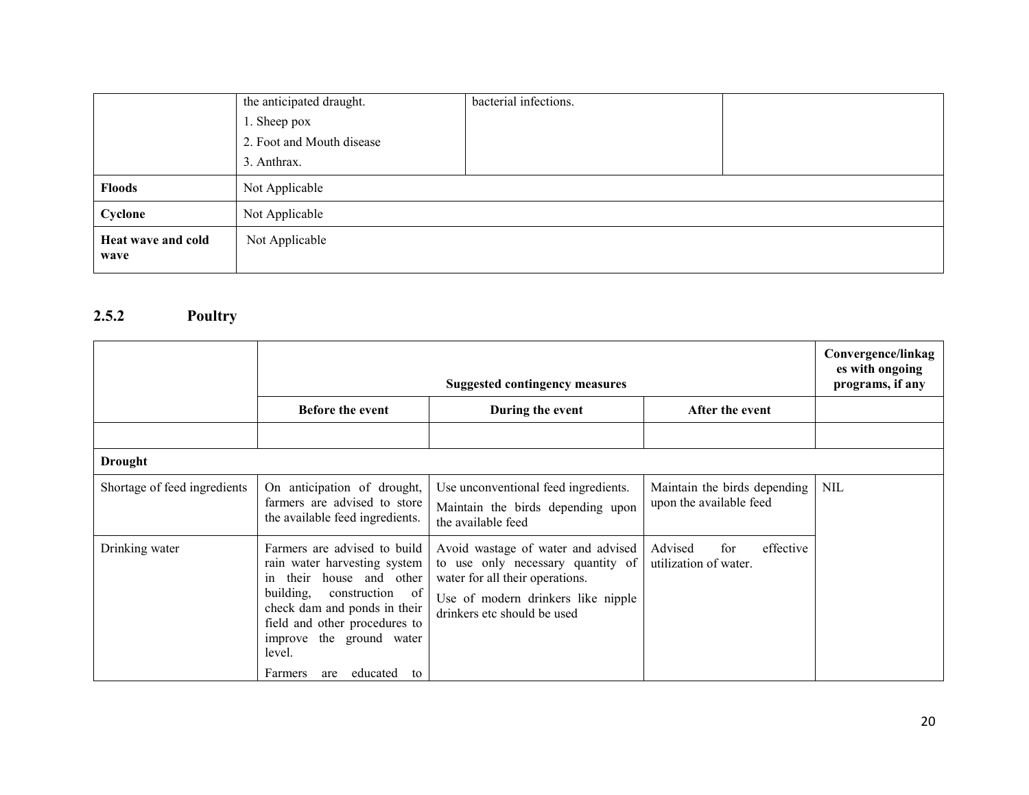|  | the anticipated draught.<br>1. Sheep pox<br>2. Foot and Mouth disease<br>3. Anthrax. | bacterial infections. |  |
|---|---|---|---|
| **Floods** | Not Applicable | | |
| **Cyclone** | Not Applicable | | |
| **Heat wave and cold wave** | Not Applicable | | |

### 2.5.2 Poultry

|  | Suggested contingency measures | | | Convergence/linkages with ongoing programs, if any |
|---|---|---|---|---|
|  | **Before the event** | **During the event** | **After the event** |  |
|  |  |  |  |  |
| **Drought** | | | | |
| Shortage of feed ingredients | On anticipation of drought, farmers are advised to store the available feed ingredients. | Use unconventional feed ingredients.<br>Maintain the birds depending upon the available feed | Maintain the birds depending upon the available feed | NIL |
| Drinking water | Farmers are advised to build rain water harvesting system in their house and other building, construction of check dam and ponds in their field and other procedures to improve the ground water level.<br>Farmers are educated to | Avoid wastage of water and advised to use only necessary quantity of water for all their operations.<br>Use of modern drinkers like nipple drinkers etc should be used | Advised for effective utilization of water. |  |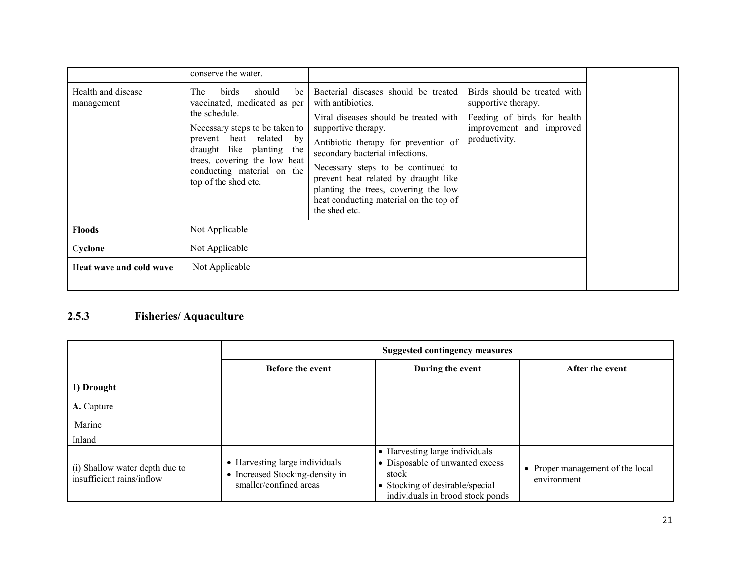| | | | | |
|---|---|---|---|---|
| | conserve the water. | | | |
| Health and disease management | The birds should be vaccinated, medicated as per the schedule.<br>Necessary steps to be taken to prevent heat related by draught like planting the trees, covering the low heat conducting material on the top of the shed etc. | Bacterial diseases should be treated with antibiotics.<br>Viral diseases should be treated with supportive therapy.<br>Antibiotic therapy for prevention of secondary bacterial infections.<br>Necessary steps to be continued to prevent heat related by draught like planting the trees, covering the low heat conducting material on the top of the shed etc. | Birds should be treated with supportive therapy.<br>Feeding of birds for health improvement and improved productivity. | |
| **Floods** | Not Applicable | | | |
| **Cyclone** | Not Applicable | | | |
| **Heat wave and cold wave** | Not Applicable | | | |

## 2.5.3 Fisheries/ Aquaculture

| | Suggested contingency measures | | |
|---|---|---|---|
| | **Before the event** | **During the event** | **After the event** |
| **1) Drought** | | | |
| **A.** Capture | | | |
| Marine | | | |
| Inland | | | |
| (i) Shallow water depth due to insufficient rains/inflow | • Harvesting large individuals<br>• Increased Stocking-density in smaller/confined areas | • Harvesting large individuals<br>• Disposable of unwanted excess stock<br>• Stocking of desirable/special individuals in brood stock ponds | • Proper management of the local environment |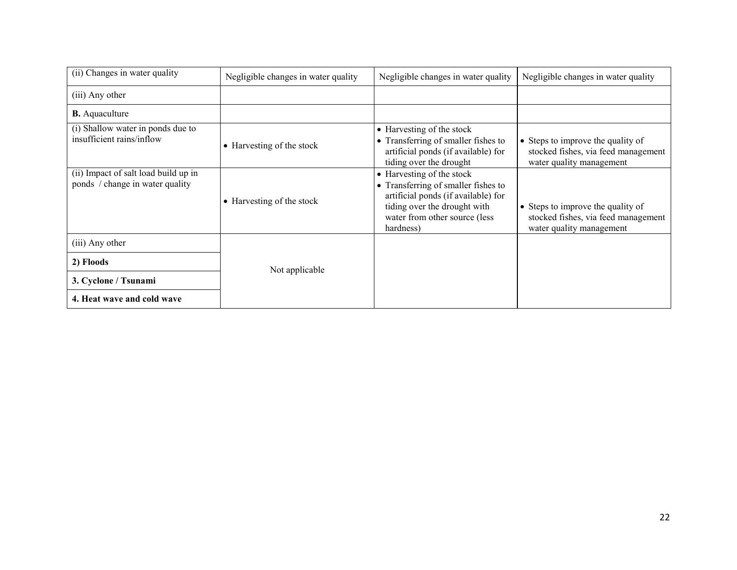| | | | |
|---|---|---|---|
| (ii) Changes in water quality | Negligible changes in water quality | Negligible changes in water quality | Negligible changes in water quality |
| (iii) Any other | | | |
| **B.** Aquaculture | | | |
| (i) Shallow water in ponds due to insufficient rains/inflow | • Harvesting of the stock | • Harvesting of the stock<br>• Transferring of smaller fishes to artificial ponds (if available) for tiding over the drought | • Steps to improve the quality of stocked fishes, via feed management water quality management |
| (ii) Impact of salt load build up in ponds / change in water quality | • Harvesting of the stock | • Harvesting of the stock<br>• Transferring of smaller fishes to artificial ponds (if available) for tiding over the drought with water from other source (less hardness) | • Steps to improve the quality of stocked fishes, via feed management water quality management |
| (iii) Any other | Not applicable | | |
| **2) Floods** | | | |
| **3. Cyclone / Tsunami** | | | |
| **4. Heat wave and cold wave** | | | |